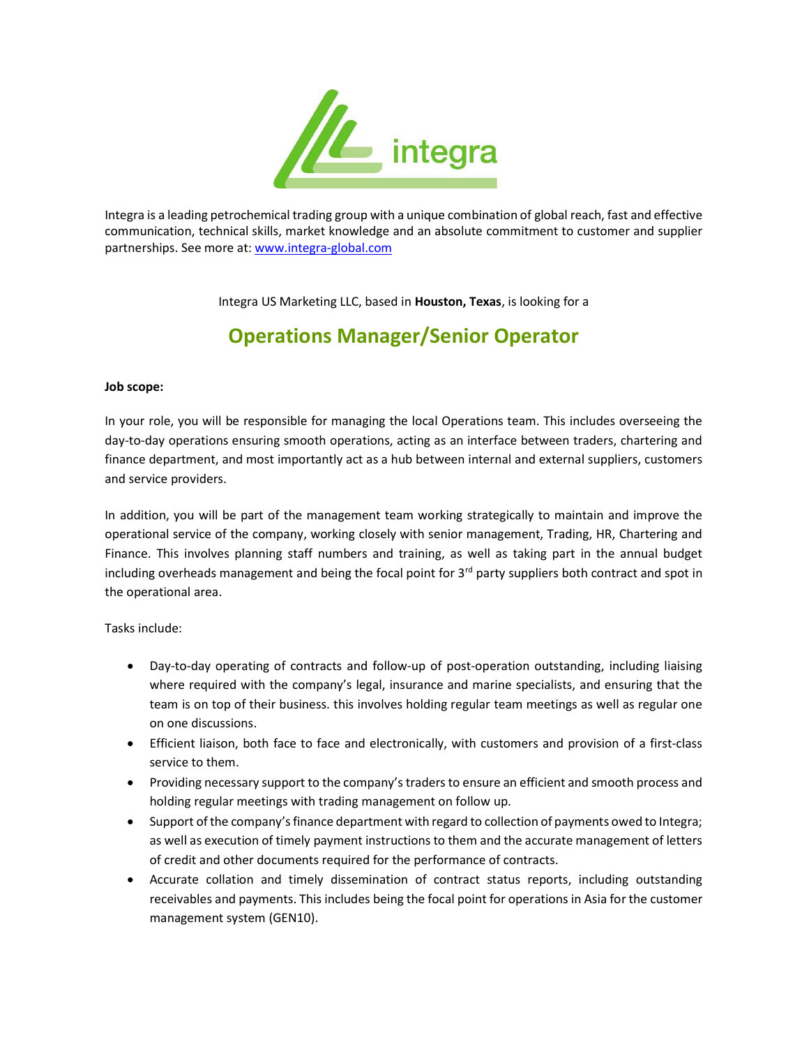Integra is a leading petrochemical trading group with a unique combination of global reach, fast and effective communication, technical skills, market knowledge and an absolute commitment to customer and supplier partnerships. See more at: [www.integra-global.com](http://www.integra-global.com)

Integra US Marketing LLC, based in **Houston, Texas**, is looking for a

# Operations Manager/Senior Operator

**Job scope:**

In your role, you will be responsible for managing the local Operations team. This includes overseeing the day-to-day operations ensuring smooth operations, acting as an interface between traders, chartering and finance department, and most importantly act as a hub between internal and external suppliers, customers and service providers.

In addition, you will be part of the management team working strategically to maintain and improve the operational service of the company, working closely with senior management, Trading, HR, Chartering and Finance. This involves planning staff numbers and training, as well as taking part in the annual budget including overheads management and being the focal point for 3rd party suppliers both contract and spot in the operational area.

Tasks include:

- Day-to-day operating of contracts and follow-up of post-operation outstanding, including liaising where required with the company's legal, insurance and marine specialists, and ensuring that the team is on top of their business. this involves holding regular team meetings as well as regular one on one discussions.
- Efficient liaison, both face to face and electronically, with customers and provision of a first-class service to them.
- Providing necessary support to the company's traders to ensure an efficient and smooth process and holding regular meetings with trading management on follow up.
- Support of the company's finance department with regard to collection of payments owed to Integra; as well as execution of timely payment instructions to them and the accurate management of letters of credit and other documents required for the performance of contracts.
- Accurate collation and timely dissemination of contract status reports, including outstanding receivables and payments. This includes being the focal point for operations in Asia for the customer management system (GEN10).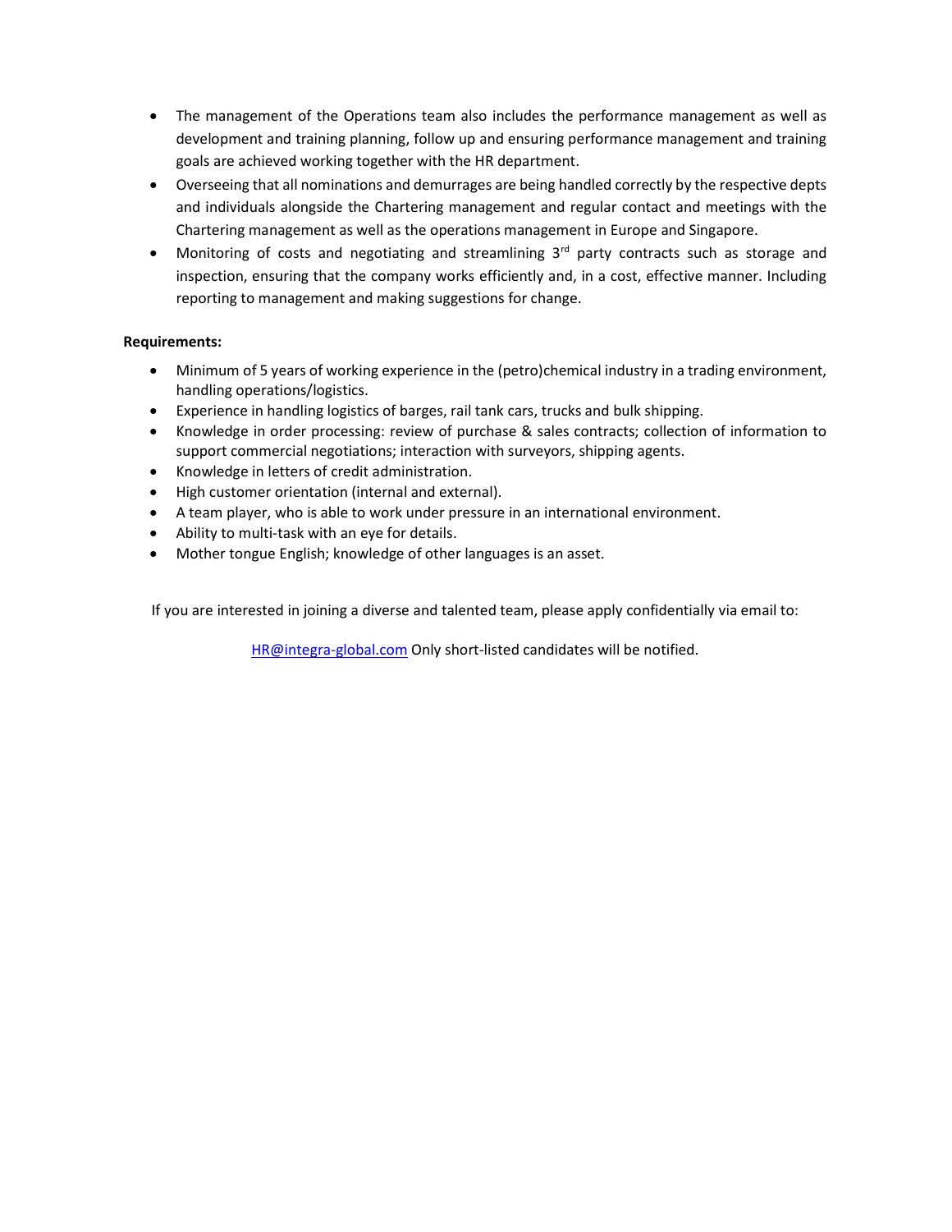- The management of the Operations team also includes the performance management as well as development and training planning, follow up and ensuring performance management and training goals are achieved working together with the HR department.
- Overseeing that all nominations and demurrages are being handled correctly by the respective depts and individuals alongside the Chartering management and regular contact and meetings with the Chartering management as well as the operations management in Europe and Singapore.
- Monitoring of costs and negotiating and streamlining 3rd party contracts such as storage and inspection, ensuring that the company works efficiently and, in a cost, effective manner. Including reporting to management and making suggestions for change.

**Requirements:**

- Minimum of 5 years of working experience in the (petro)chemical industry in a trading environment, handling operations/logistics.
- Experience in handling logistics of barges, rail tank cars, trucks and bulk shipping.
- Knowledge in order processing: review of purchase & sales contracts; collection of information to support commercial negotiations; interaction with surveyors, shipping agents.
- Knowledge in letters of credit administration.
- High customer orientation (internal and external).
- A team player, who is able to work under pressure in an international environment.
- Ability to multi-task with an eye for details.
- Mother tongue English; knowledge of other languages is an asset.

If you are interested in joining a diverse and talented team, please apply confidentially via email to:

HR@integra-global.com Only short-listed candidates will be notified.